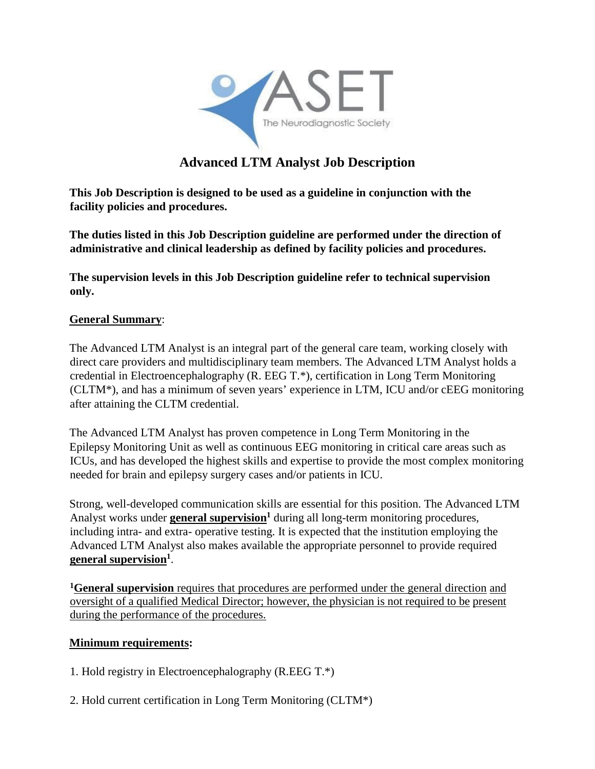ASET

The Neurodiagnostic Society

# Advanced LTM Analyst Job Description

**This Job Description is designed to be used as a guideline in conjunction with the facility policies and procedures.**

**The duties listed in this Job Description guideline are performed under the direction of administrative and clinical leadership as defined by facility policies and procedures.**

**The supervision levels in this Job Description guideline refer to technical supervision only.**

**General Summary**:

The Advanced LTM Analyst is an integral part of the general care team, working closely with direct care providers and multidisciplinary team members. The Advanced LTM Analyst holds a credential in Electroencephalography (R. EEG T.*), certification in Long Term Monitoring (CLTM*), and has a minimum of seven years' experience in LTM, ICU and/or cEEG monitoring after attaining the CLTM credential.

The Advanced LTM Analyst has proven competence in Long Term Monitoring in the Epilepsy Monitoring Unit as well as continuous EEG monitoring in critical care areas such as ICUs, and has developed the highest skills and expertise to provide the most complex monitoring needed for brain and epilepsy surgery cases and/or patients in ICU.

Strong, well-developed communication skills are essential for this position. The Advanced LTM Analyst works under **general supervision**[1] during all long-term monitoring procedures, including intra- and extra- operative testing. It is expected that the institution employing the Advanced LTM Analyst also makes available the appropriate personnel to provide required **general supervision**[1].

[1]**General supervision** requires that procedures are performed under the general direction and oversight of a qualified Medical Director; however, the physician is not required to be present during the performance of the procedures.

**Minimum requirements:**

1. Hold registry in Electroencephalography (R.EEG T.*)

2. Hold current certification in Long Term Monitoring (CLTM*)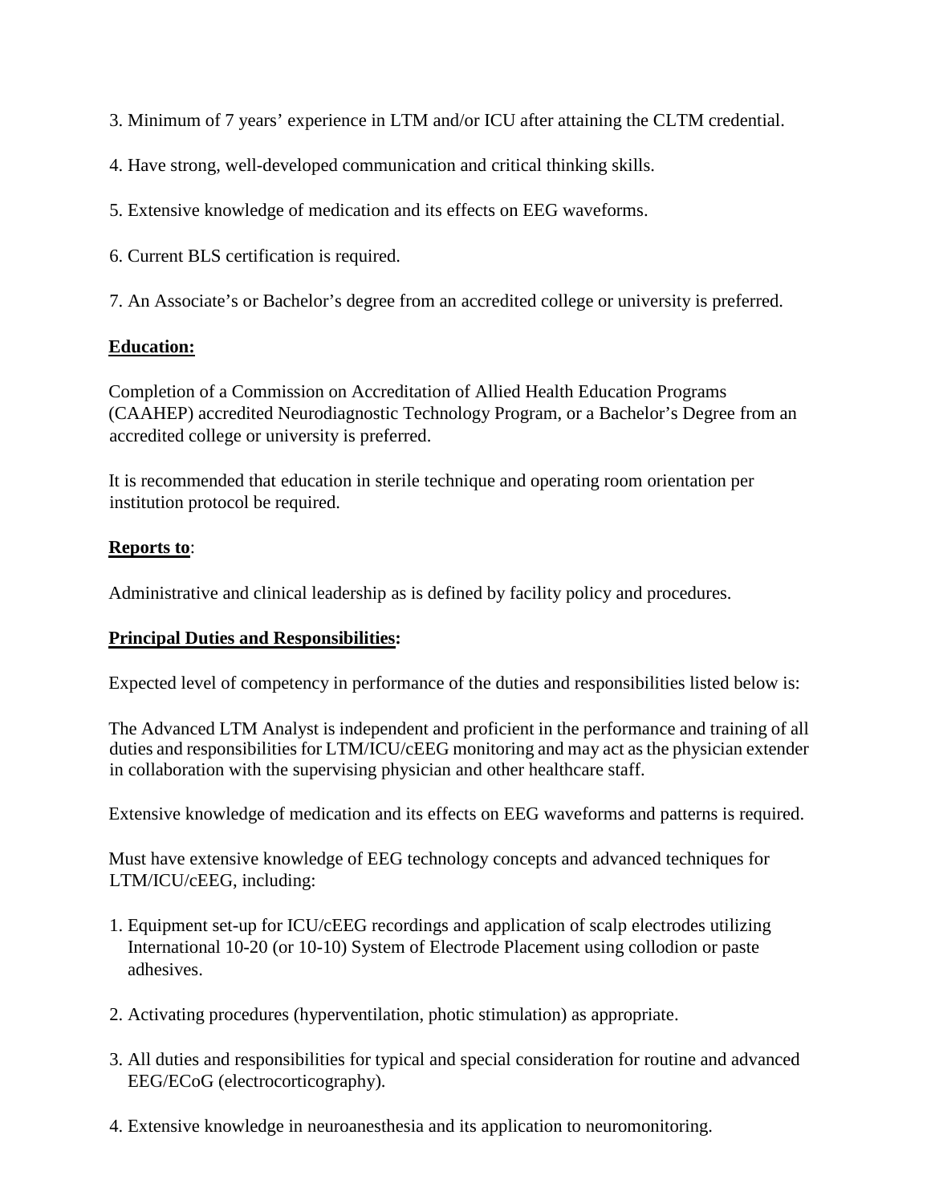3. Minimum of 7 years' experience in LTM and/or ICU after attaining the CLTM credential.

4. Have strong, well-developed communication and critical thinking skills.

5. Extensive knowledge of medication and its effects on EEG waveforms.

6. Current BLS certification is required.

7. An Associate's or Bachelor's degree from an accredited college or university is preferred.

**Education:**

Completion of a Commission on Accreditation of Allied Health Education Programs (CAAHEP) accredited Neurodiagnostic Technology Program, or a Bachelor's Degree from an accredited college or university is preferred.

It is recommended that education in sterile technique and operating room orientation per institution protocol be required.

**Reports to**:

Administrative and clinical leadership as is defined by facility policy and procedures.

**Principal Duties and Responsibilities:**

Expected level of competency in performance of the duties and responsibilities listed below is:

The Advanced LTM Analyst is independent and proficient in the performance and training of all duties and responsibilities for LTM/ICU/cEEG monitoring and may act as the physician extender in collaboration with the supervising physician and other healthcare staff.

Extensive knowledge of medication and its effects on EEG waveforms and patterns is required.

Must have extensive knowledge of EEG technology concepts and advanced techniques for LTM/ICU/cEEG, including:

1. Equipment set-up for ICU/cEEG recordings and application of scalp electrodes utilizing International 10-20 (or 10-10) System of Electrode Placement using collodion or paste adhesives.

2. Activating procedures (hyperventilation, photic stimulation) as appropriate.

3. All duties and responsibilities for typical and special consideration for routine and advanced EEG/ECoG (electrocorticography).

4. Extensive knowledge in neuroanesthesia and its application to neuromonitoring.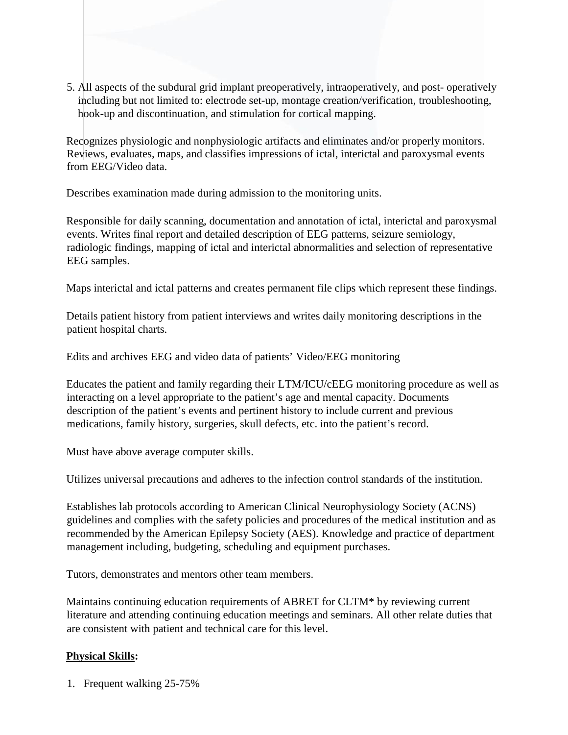5. All aspects of the subdural grid implant preoperatively, intraoperatively, and post- operatively including but not limited to: electrode set-up, montage creation/verification, troubleshooting, hook-up and discontinuation, and stimulation for cortical mapping.

Recognizes physiologic and nonphysiologic artifacts and eliminates and/or properly monitors. Reviews, evaluates, maps, and classifies impressions of ictal, interictal and paroxysmal events from EEG/Video data.

Describes examination made during admission to the monitoring units.

Responsible for daily scanning, documentation and annotation of ictal, interictal and paroxysmal events. Writes final report and detailed description of EEG patterns, seizure semiology, radiologic findings, mapping of ictal and interictal abnormalities and selection of representative EEG samples.

Maps interictal and ictal patterns and creates permanent file clips which represent these findings.

Details patient history from patient interviews and writes daily monitoring descriptions in the patient hospital charts.

Edits and archives EEG and video data of patients' Video/EEG monitoring

Educates the patient and family regarding their LTM/ICU/cEEG monitoring procedure as well as interacting on a level appropriate to the patient's age and mental capacity. Documents description of the patient's events and pertinent history to include current and previous medications, family history, surgeries, skull defects, etc. into the patient's record.

Must have above average computer skills.

Utilizes universal precautions and adheres to the infection control standards of the institution.

Establishes lab protocols according to American Clinical Neurophysiology Society (ACNS) guidelines and complies with the safety policies and procedures of the medical institution and as recommended by the American Epilepsy Society (AES). Knowledge and practice of department management including, budgeting, scheduling and equipment purchases.

Tutors, demonstrates and mentors other team members.

Maintains continuing education requirements of ABRET for CLTM* by reviewing current literature and attending continuing education meetings and seminars. All other relate duties that are consistent with patient and technical care for this level.

**Physical Skills:**

1. Frequent walking 25-75%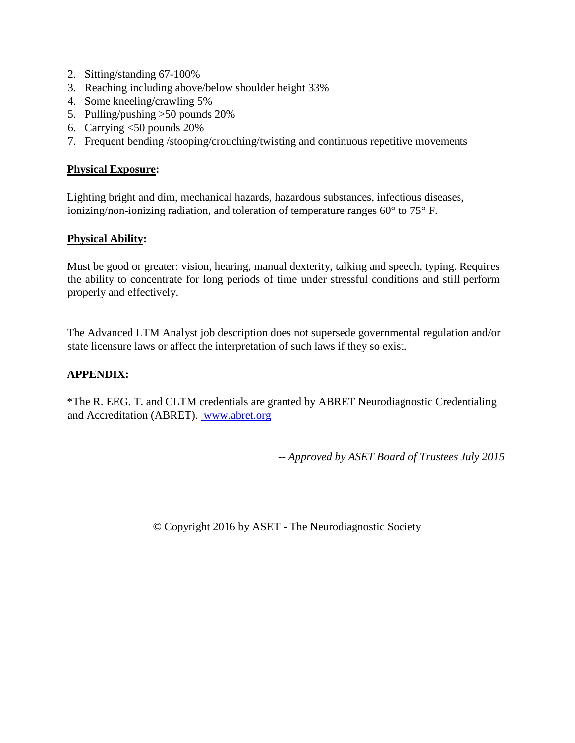2. Sitting/standing 67-100%
3. Reaching including above/below shoulder height 33%
4. Some kneeling/crawling 5%
5. Pulling/pushing >50 pounds 20%
6. Carrying <50 pounds 20%
7. Frequent bending /stooping/crouching/twisting and continuous repetitive movements

**Physical Exposure:**

Lighting bright and dim, mechanical hazards, hazardous substances, infectious diseases, ionizing/non-ionizing radiation, and toleration of temperature ranges 60° to 75° F.

**Physical Ability:**

Must be good or greater: vision, hearing, manual dexterity, talking and speech, typing. Requires the ability to concentrate for long periods of time under stressful conditions and still perform properly and effectively.

The Advanced LTM Analyst job description does not supersede governmental regulation and/or state licensure laws or affect the interpretation of such laws if they so exist.

**APPENDIX:**

*The R. EEG. T. and CLTM credentials are granted by ABRET Neurodiagnostic Credentialing and Accreditation (ABRET). [www.abret.org](http://www.abret.org)

*-- Approved by ASET Board of Trustees July 2015*

© Copyright 2016 by ASET - The Neurodiagnostic Society